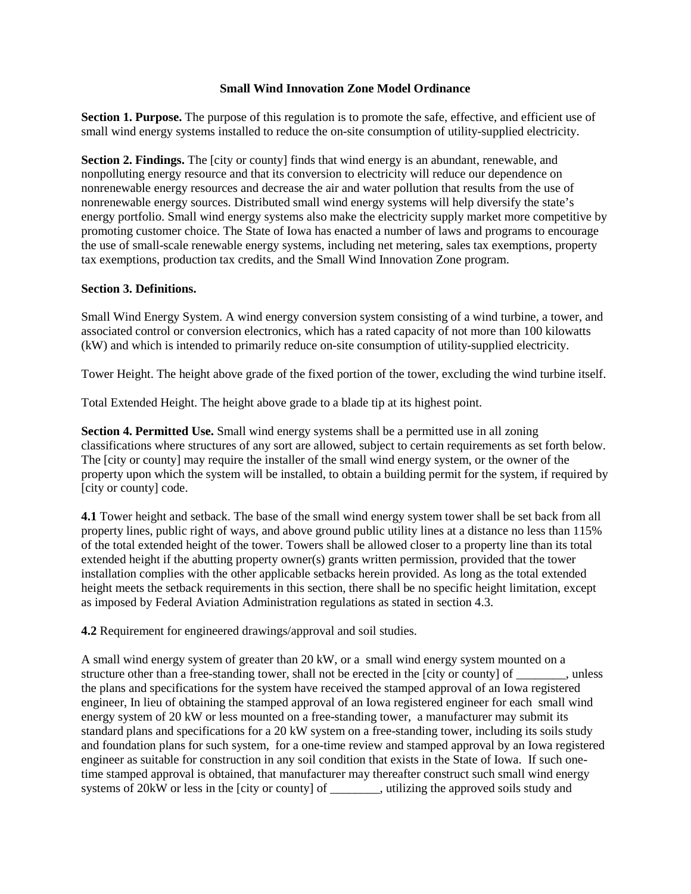# Small Wind Innovation Zone Model Ordinance

**Section 1. Purpose.** The purpose of this regulation is to promote the safe, effective, and efficient use of small wind energy systems installed to reduce the on-site consumption of utility-supplied electricity.

**Section 2. Findings.** The [city or county] finds that wind energy is an abundant, renewable, and nonpolluting energy resource and that its conversion to electricity will reduce our dependence on nonrenewable energy resources and decrease the air and water pollution that results from the use of nonrenewable energy sources. Distributed small wind energy systems will help diversify the state's energy portfolio. Small wind energy systems also make the electricity supply market more competitive by promoting customer choice. The State of Iowa has enacted a number of laws and programs to encourage the use of small-scale renewable energy systems, including net metering, sales tax exemptions, property tax exemptions, production tax credits, and the Small Wind Innovation Zone program.

**Section 3. Definitions.**

Small Wind Energy System. A wind energy conversion system consisting of a wind turbine, a tower, and associated control or conversion electronics, which has a rated capacity of not more than 100 kilowatts (kW) and which is intended to primarily reduce on-site consumption of utility-supplied electricity.

Tower Height. The height above grade of the fixed portion of the tower, excluding the wind turbine itself.

Total Extended Height. The height above grade to a blade tip at its highest point.

**Section 4. Permitted Use.** Small wind energy systems shall be a permitted use in all zoning classifications where structures of any sort are allowed, subject to certain requirements as set forth below. The [city or county] may require the installer of the small wind energy system, or the owner of the property upon which the system will be installed, to obtain a building permit for the system, if required by [city or county] code.

**4.1** Tower height and setback. The base of the small wind energy system tower shall be set back from all property lines, public right of ways, and above ground public utility lines at a distance no less than 115% of the total extended height of the tower. Towers shall be allowed closer to a property line than its total extended height if the abutting property owner(s) grants written permission, provided that the tower installation complies with the other applicable setbacks herein provided. As long as the total extended height meets the setback requirements in this section, there shall be no specific height limitation, except as imposed by Federal Aviation Administration regulations as stated in section 4.3.

**4.2** Requirement for engineered drawings/approval and soil studies.

A small wind energy system of greater than 20 kW, or a small wind energy system mounted on a structure other than a free-standing tower, shall not be erected in the [city or county] of ________, unless the plans and specifications for the system have received the stamped approval of an Iowa registered engineer, In lieu of obtaining the stamped approval of an Iowa registered engineer for each small wind energy system of 20 kW or less mounted on a free-standing tower, a manufacturer may submit its standard plans and specifications for a 20 kW system on a free-standing tower, including its soils study and foundation plans for such system, for a one-time review and stamped approval by an Iowa registered engineer as suitable for construction in any soil condition that exists in the State of Iowa. If such one-time stamped approval is obtained, that manufacturer may thereafter construct such small wind energy systems of 20kW or less in the [city or county] of ________, utilizing the approved soils study and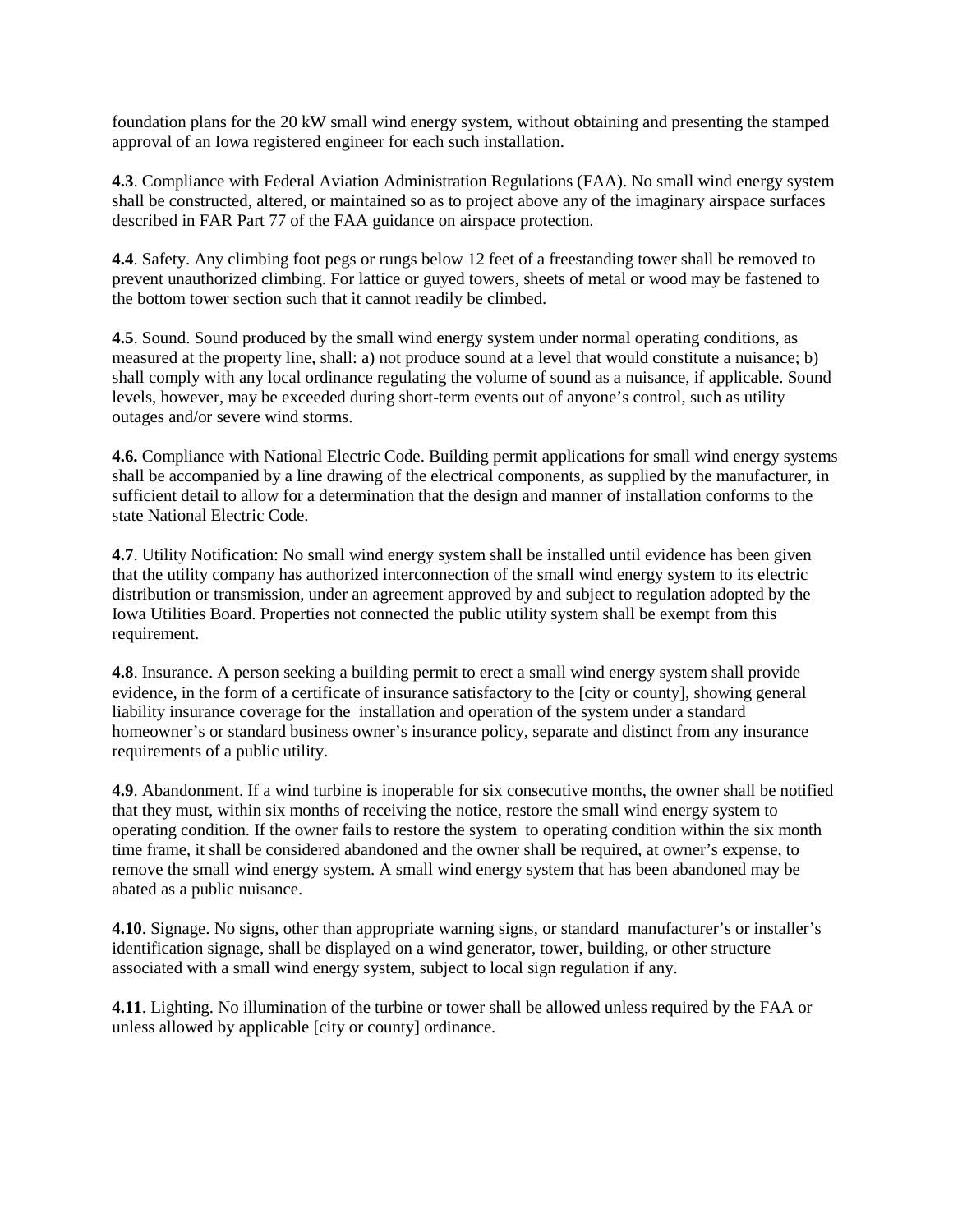foundation plans for the 20 kW small wind energy system, without obtaining and presenting the stamped approval of an Iowa registered engineer for each such installation.

**4.3**. Compliance with Federal Aviation Administration Regulations (FAA). No small wind energy system shall be constructed, altered, or maintained so as to project above any of the imaginary airspace surfaces described in FAR Part 77 of the FAA guidance on airspace protection.

**4.4**. Safety. Any climbing foot pegs or rungs below 12 feet of a freestanding tower shall be removed to prevent unauthorized climbing. For lattice or guyed towers, sheets of metal or wood may be fastened to the bottom tower section such that it cannot readily be climbed.

**4.5**. Sound. Sound produced by the small wind energy system under normal operating conditions, as measured at the property line, shall: a) not produce sound at a level that would constitute a nuisance; b) shall comply with any local ordinance regulating the volume of sound as a nuisance, if applicable. Sound levels, however, may be exceeded during short-term events out of anyone's control, such as utility outages and/or severe wind storms.

**4.6.** Compliance with National Electric Code. Building permit applications for small wind energy systems shall be accompanied by a line drawing of the electrical components, as supplied by the manufacturer, in sufficient detail to allow for a determination that the design and manner of installation conforms to the state National Electric Code.

**4.7**. Utility Notification: No small wind energy system shall be installed until evidence has been given that the utility company has authorized interconnection of the small wind energy system to its electric distribution or transmission, under an agreement approved by and subject to regulation adopted by the Iowa Utilities Board. Properties not connected the public utility system shall be exempt from this requirement.

**4.8**. Insurance. A person seeking a building permit to erect a small wind energy system shall provide evidence, in the form of a certificate of insurance satisfactory to the [city or county], showing general liability insurance coverage for the installation and operation of the system under a standard homeowner's or standard business owner's insurance policy, separate and distinct from any insurance requirements of a public utility.

**4.9**. Abandonment. If a wind turbine is inoperable for six consecutive months, the owner shall be notified that they must, within six months of receiving the notice, restore the small wind energy system to operating condition. If the owner fails to restore the system to operating condition within the six month time frame, it shall be considered abandoned and the owner shall be required, at owner's expense, to remove the small wind energy system. A small wind energy system that has been abandoned may be abated as a public nuisance.

**4.10**. Signage. No signs, other than appropriate warning signs, or standard manufacturer's or installer's identification signage, shall be displayed on a wind generator, tower, building, or other structure associated with a small wind energy system, subject to local sign regulation if any.

**4.11**. Lighting. No illumination of the turbine or tower shall be allowed unless required by the FAA or unless allowed by applicable [city or county] ordinance.